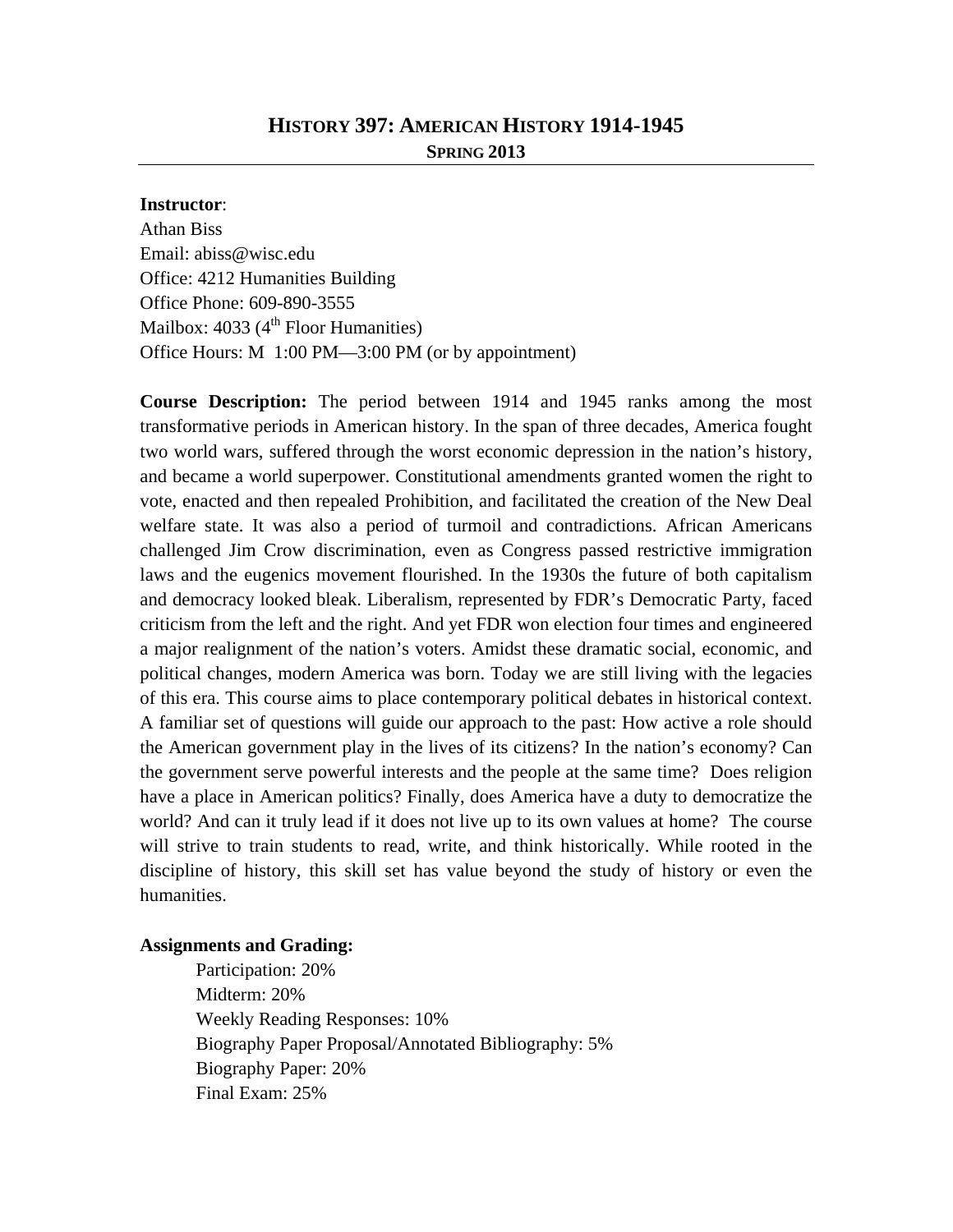# HISTORY 397: AMERICAN HISTORY 1914-1945

## SPRING 2013

**Instructor**:
Athan Biss
Email: abiss@wisc.edu
Office: 4212 Humanities Building
Office Phone: 609-890-3555
Mailbox: 4033 (4th Floor Humanities)
Office Hours: M 1:00 PM—3:00 PM (or by appointment)

**Course Description:** The period between 1914 and 1945 ranks among the most transformative periods in American history. In the span of three decades, America fought two world wars, suffered through the worst economic depression in the nation's history, and became a world superpower. Constitutional amendments granted women the right to vote, enacted and then repealed Prohibition, and facilitated the creation of the New Deal welfare state. It was also a period of turmoil and contradictions. African Americans challenged Jim Crow discrimination, even as Congress passed restrictive immigration laws and the eugenics movement flourished. In the 1930s the future of both capitalism and democracy looked bleak. Liberalism, represented by FDR's Democratic Party, faced criticism from the left and the right. And yet FDR won election four times and engineered a major realignment of the nation's voters. Amidst these dramatic social, economic, and political changes, modern America was born. Today we are still living with the legacies of this era. This course aims to place contemporary political debates in historical context. A familiar set of questions will guide our approach to the past: How active a role should the American government play in the lives of its citizens? In the nation's economy? Can the government serve powerful interests and the people at the same time? Does religion have a place in American politics? Finally, does America have a duty to democratize the world? And can it truly lead if it does not live up to its own values at home? The course will strive to train students to read, write, and think historically. While rooted in the discipline of history, this skill set has value beyond the study of history or even the humanities.

**Assignments and Grading:**

- Participation: 20%
- Midterm: 20%
- Weekly Reading Responses: 10%
- Biography Paper Proposal/Annotated Bibliography: 5%
- Biography Paper: 20%
- Final Exam: 25%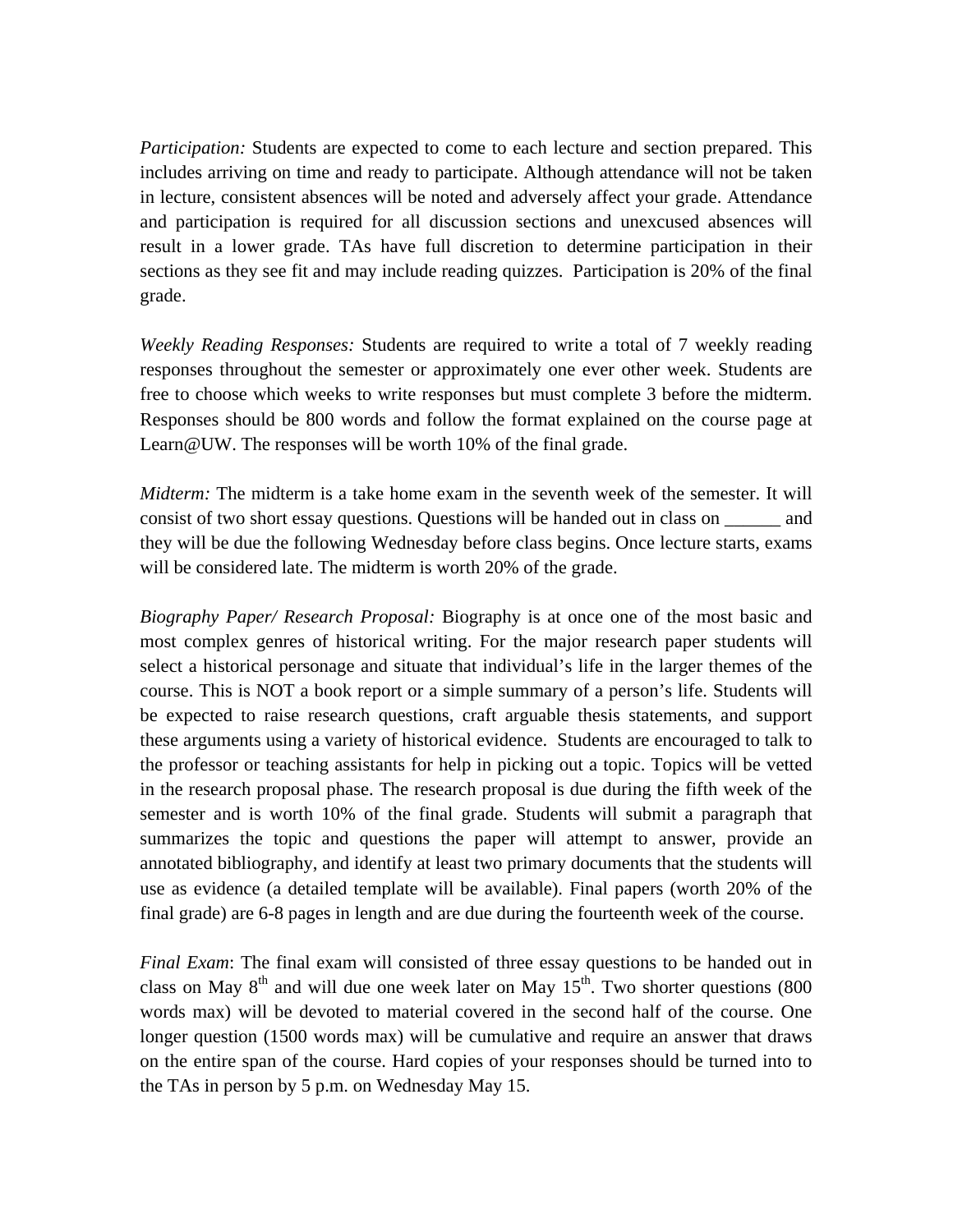*Participation:* Students are expected to come to each lecture and section prepared. This includes arriving on time and ready to participate. Although attendance will not be taken in lecture, consistent absences will be noted and adversely affect your grade. Attendance and participation is required for all discussion sections and unexcused absences will result in a lower grade. TAs have full discretion to determine participation in their sections as they see fit and may include reading quizzes. Participation is 20% of the final grade.

*Weekly Reading Responses:* Students are required to write a total of 7 weekly reading responses throughout the semester or approximately one ever other week. Students are free to choose which weeks to write responses but must complete 3 before the midterm. Responses should be 800 words and follow the format explained on the course page at Learn@UW. The responses will be worth 10% of the final grade.

*Midterm:* The midterm is a take home exam in the seventh week of the semester. It will consist of two short essay questions. Questions will be handed out in class on ______ and they will be due the following Wednesday before class begins. Once lecture starts, exams will be considered late. The midterm is worth 20% of the grade.

*Biography Paper/ Research Proposal:* Biography is at once one of the most basic and most complex genres of historical writing. For the major research paper students will select a historical personage and situate that individual's life in the larger themes of the course. This is NOT a book report or a simple summary of a person's life. Students will be expected to raise research questions, craft arguable thesis statements, and support these arguments using a variety of historical evidence. Students are encouraged to talk to the professor or teaching assistants for help in picking out a topic. Topics will be vetted in the research proposal phase. The research proposal is due during the fifth week of the semester and is worth 10% of the final grade. Students will submit a paragraph that summarizes the topic and questions the paper will attempt to answer, provide an annotated bibliography, and identify at least two primary documents that the students will use as evidence (a detailed template will be available). Final papers (worth 20% of the final grade) are 6-8 pages in length and are due during the fourteenth week of the course.

*Final Exam*: The final exam will consisted of three essay questions to be handed out in class on May 8th and will due one week later on May 15th. Two shorter questions (800 words max) will be devoted to material covered in the second half of the course. One longer question (1500 words max) will be cumulative and require an answer that draws on the entire span of the course. Hard copies of your responses should be turned into to the TAs in person by 5 p.m. on Wednesday May 15.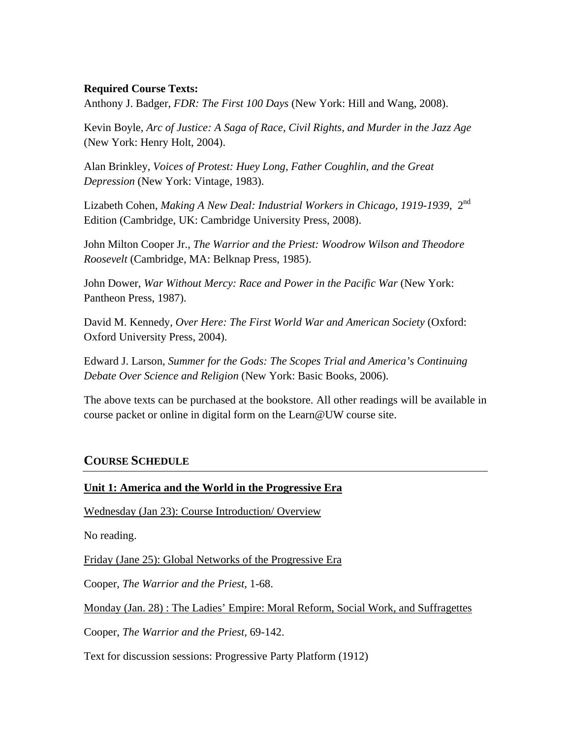**Required Course Texts:**
Anthony J. Badger, *FDR: The First 100 Days* (New York: Hill and Wang, 2008).

Kevin Boyle, *Arc of Justice: A Saga of Race, Civil Rights, and Murder in the Jazz Age* (New York: Henry Holt, 2004).

Alan Brinkley, *Voices of Protest: Huey Long, Father Coughlin, and the Great Depression* (New York: Vintage, 1983).

Lizabeth Cohen, *Making A New Deal: Industrial Workers in Chicago, 1919-1939*, 2nd Edition (Cambridge, UK: Cambridge University Press, 2008).

John Milton Cooper Jr., *The Warrior and the Priest: Woodrow Wilson and Theodore Roosevelt* (Cambridge, MA: Belknap Press, 1985).

John Dower, *War Without Mercy: Race and Power in the Pacific War* (New York: Pantheon Press, 1987).

David M. Kennedy, *Over Here: The First World War and American Society* (Oxford: Oxford University Press, 2004).

Edward J. Larson, *Summer for the Gods: The Scopes Trial and America's Continuing Debate Over Science and Religion* (New York: Basic Books, 2006).

The above texts can be purchased at the bookstore. All other readings will be available in course packet or online in digital form on the Learn@UW course site.

## COURSE SCHEDULE

**Unit 1: America and the World in the Progressive Era**

Wednesday (Jan 23): Course Introduction/ Overview

No reading.

Friday (Jane 25): Global Networks of the Progressive Era

Cooper, *The Warrior and the Priest,* 1-68.

Monday (Jan. 28) : The Ladies' Empire: Moral Reform, Social Work, and Suffragettes

Cooper, *The Warrior and the Priest,* 69-142.

Text for discussion sessions: Progressive Party Platform (1912)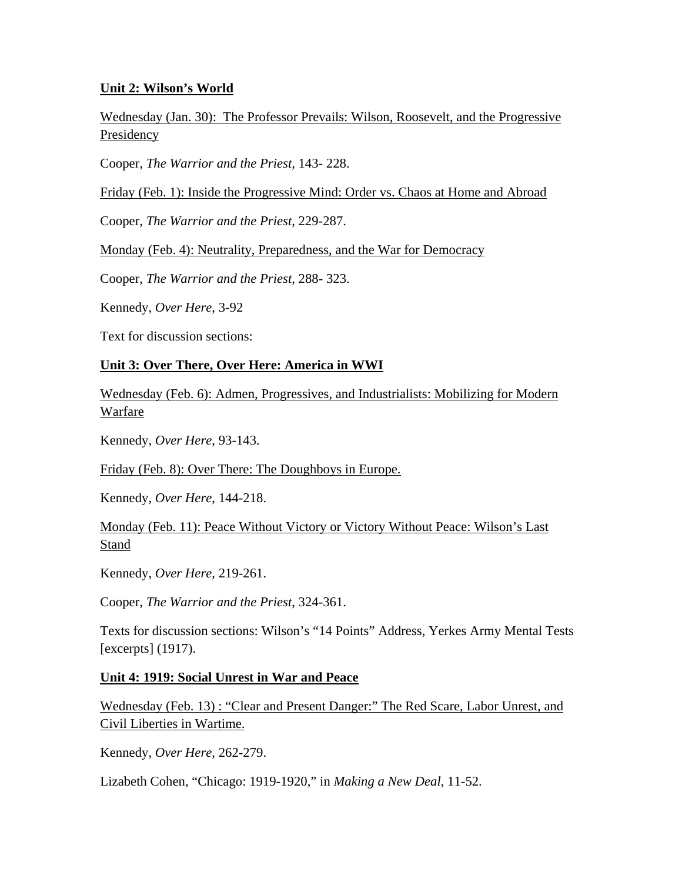**Unit 2: Wilson's World**

Wednesday (Jan. 30): The Professor Prevails: Wilson, Roosevelt, and the Progressive Presidency

Cooper, *The Warrior and the Priest,* 143- 228.

Friday (Feb. 1): Inside the Progressive Mind: Order vs. Chaos at Home and Abroad

Cooper, *The Warrior and the Priest,* 229-287.

Monday (Feb. 4): Neutrality, Preparedness, and the War for Democracy

Cooper, *The Warrior and the Priest*, 288- 323.

Kennedy, *Over Here*, 3-92

Text for discussion sections:

**Unit 3: Over There, Over Here: America in WWI**

Wednesday (Feb. 6): Admen, Progressives, and Industrialists: Mobilizing for Modern Warfare

Kennedy, *Over Here*, 93-143.

Friday (Feb. 8): Over There: The Doughboys in Europe.

Kennedy, *Over Here*, 144-218.

Monday (Feb. 11): Peace Without Victory or Victory Without Peace: Wilson's Last Stand

Kennedy, *Over Here,* 219-261.

Cooper, *The Warrior and the Priest*, 324-361.

Texts for discussion sections: Wilson's "14 Points" Address, Yerkes Army Mental Tests [excerpts] (1917).

**Unit 4: 1919: Social Unrest in War and Peace**

Wednesday (Feb. 13) : "Clear and Present Danger:" The Red Scare, Labor Unrest, and Civil Liberties in Wartime.

Kennedy, *Over Here*, 262-279.

Lizabeth Cohen, "Chicago: 1919-1920," in *Making a New Deal*, 11-52.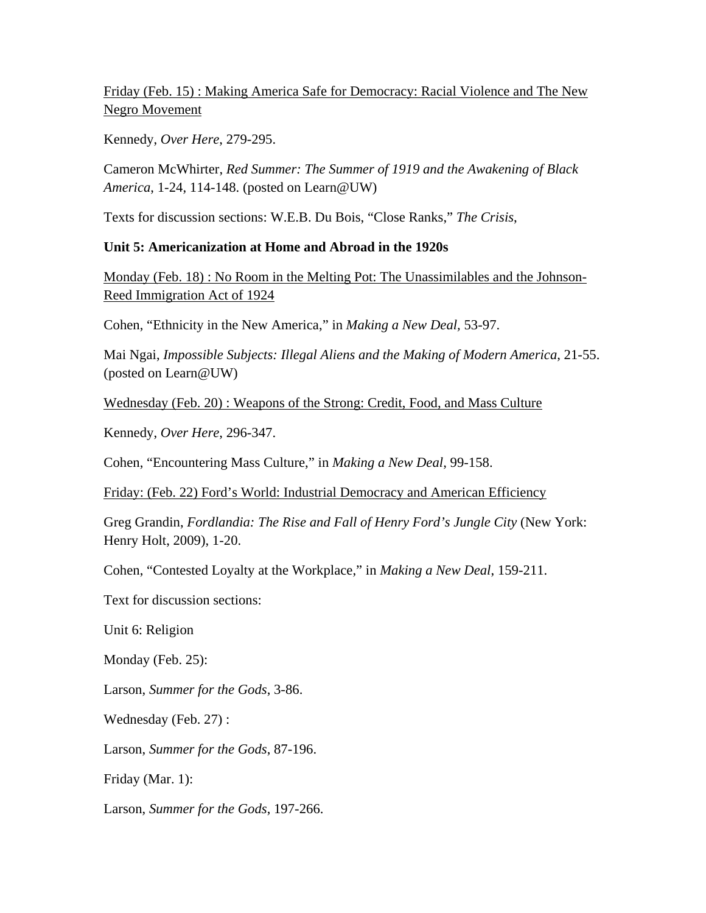<u>Friday (Feb. 15) : Making America Safe for Democracy: Racial Violence and The New Negro Movement</u>

Kennedy, *Over Here*, 279-295.

Cameron McWhirter, *Red Summer: The Summer of 1919 and the Awakening of Black America*, 1-24, 114-148. (posted on Learn@UW)

Texts for discussion sections: W.E.B. Du Bois, "Close Ranks," *The Crisis*,

**Unit 5: Americanization at Home and Abroad in the 1920s**

<u>Monday (Feb. 18) : No Room in the Melting Pot: The Unassimilables and the Johnson-Reed Immigration Act of 1924</u>

Cohen, "Ethnicity in the New America," in *Making a New Deal,* 53-97.

Mai Ngai, *Impossible Subjects: Illegal Aliens and the Making of Modern America*, 21-55. (posted on Learn@UW)

<u>Wednesday (Feb. 20) : Weapons of the Strong: Credit, Food, and Mass Culture</u>

Kennedy, *Over Here*, 296-347.

Cohen, "Encountering Mass Culture," in *Making a New Deal*, 99-158.

<u>Friday: (Feb. 22) Ford's World: Industrial Democracy and American Efficiency</u>

Greg Grandin, *Fordlandia: The Rise and Fall of Henry Ford's Jungle City* (New York: Henry Holt, 2009), 1-20.

Cohen, "Contested Loyalty at the Workplace," in *Making a New Deal*, 159-211.

Text for discussion sections:

Unit 6: Religion

Monday (Feb. 25):

Larson, *Summer for the Gods*, 3-86.

Wednesday (Feb. 27) :

Larson, *Summer for the Gods*, 87-196.

Friday (Mar. 1):

Larson, *Summer for the Gods*, 197-266.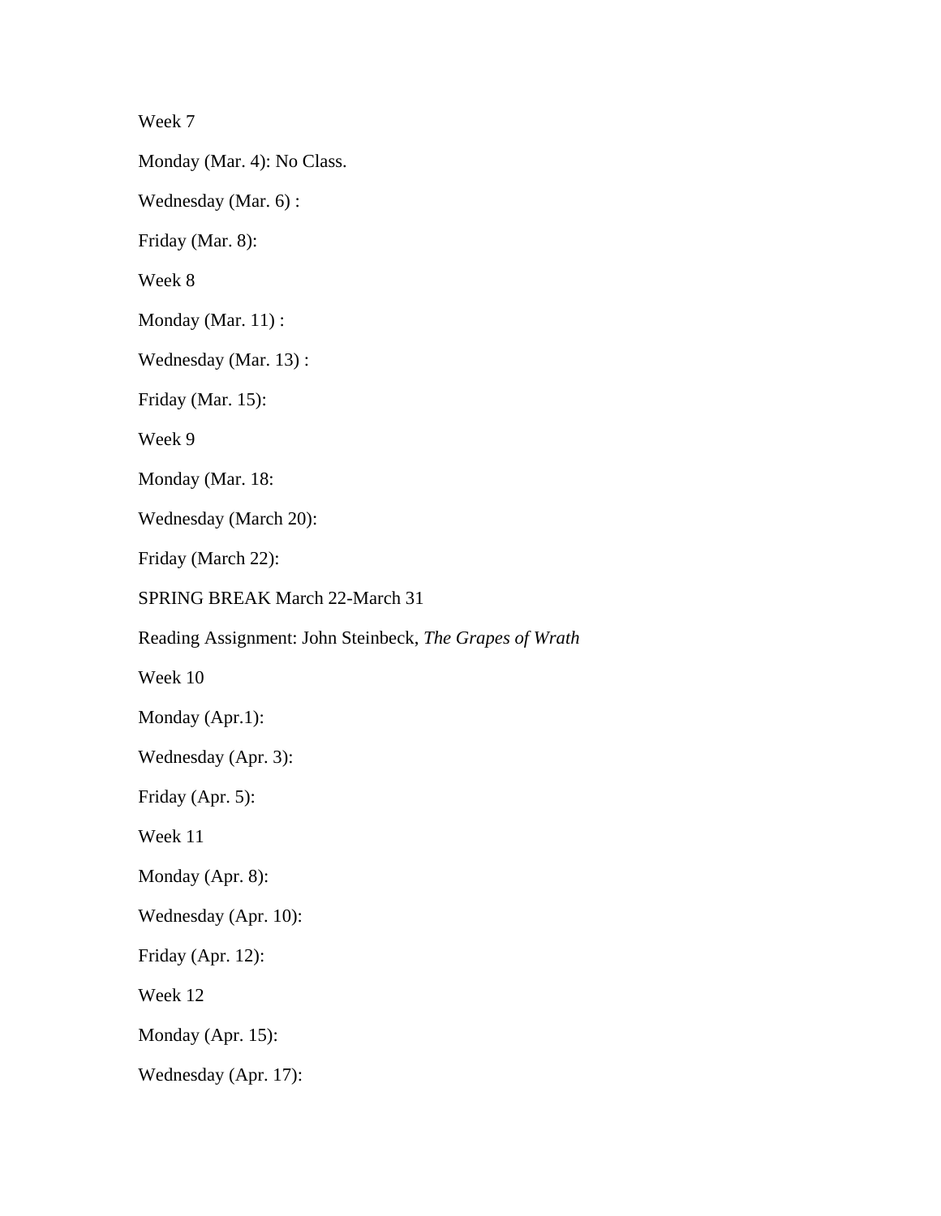Week 7

Monday (Mar. 4): No Class.

Wednesday (Mar. 6) :

Friday (Mar. 8):

Week 8

Monday (Mar. 11) :

Wednesday (Mar. 13) :

Friday (Mar. 15):

Week 9

Monday (Mar. 18:

Wednesday (March 20):

Friday (March 22):

SPRING BREAK March 22-March 31

Reading Assignment: John Steinbeck, *The Grapes of Wrath*

Week 10

Monday (Apr.1):

Wednesday (Apr. 3):

Friday (Apr. 5):

Week 11

Monday (Apr. 8):

Wednesday (Apr. 10):

Friday (Apr. 12):

Week 12

Monday (Apr. 15):

Wednesday (Apr. 17):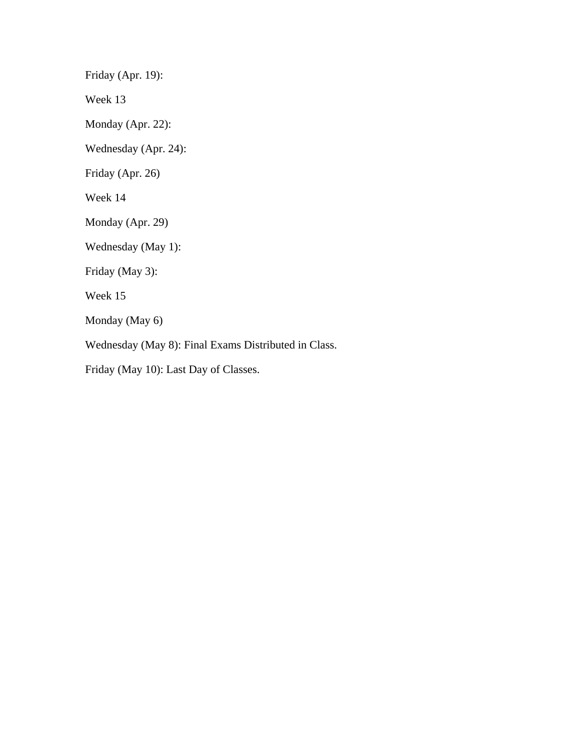Friday (Apr. 19):

Week 13

Monday (Apr. 22):

Wednesday (Apr. 24):

Friday (Apr. 26)

Week 14

Monday (Apr. 29)

Wednesday (May 1):

Friday (May 3):

Week 15

Monday (May 6)

Wednesday (May 8): Final Exams Distributed in Class.

Friday (May 10): Last Day of Classes.